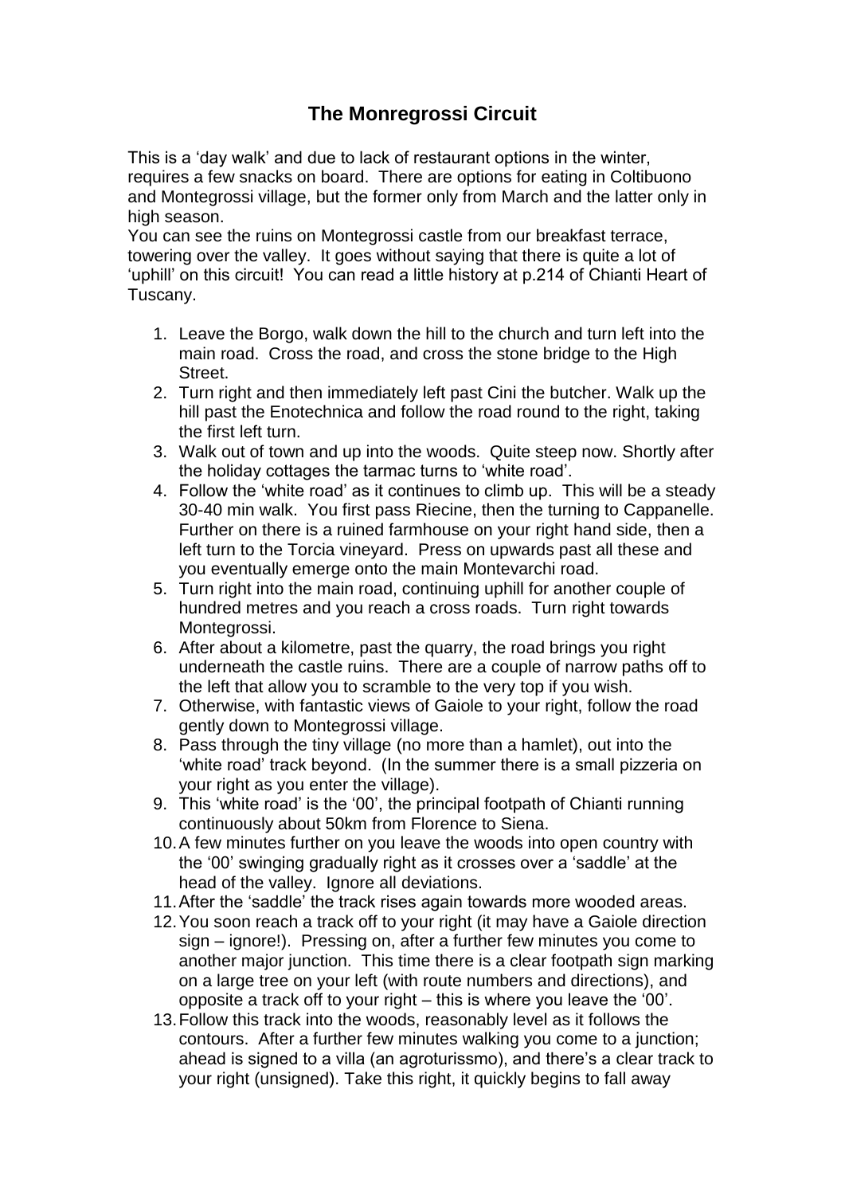# The Monregrossi Circuit

This is a 'day walk' and due to lack of restaurant options in the winter, requires a few snacks on board. There are options for eating in Coltibuono and Montegrossi village, but the former only from March and the latter only in high season.

You can see the ruins on Montegrossi castle from our breakfast terrace, towering over the valley. It goes without saying that there is quite a lot of 'uphill' on this circuit! You can read a little history at p.214 of Chianti Heart of Tuscany.

1. Leave the Borgo, walk down the hill to the church and turn left into the main road. Cross the road, and cross the stone bridge to the High Street.
2. Turn right and then immediately left past Cini the butcher. Walk up the hill past the Enotechnica and follow the road round to the right, taking the first left turn.
3. Walk out of town and up into the woods. Quite steep now. Shortly after the holiday cottages the tarmac turns to 'white road'.
4. Follow the 'white road' as it continues to climb up. This will be a steady 30-40 min walk. You first pass Riecine, then the turning to Cappanelle. Further on there is a ruined farmhouse on your right hand side, then a left turn to the Torcia vineyard. Press on upwards past all these and you eventually emerge onto the main Montevarchi road.
5. Turn right into the main road, continuing uphill for another couple of hundred metres and you reach a cross roads. Turn right towards Montegrossi.
6. After about a kilometre, past the quarry, the road brings you right underneath the castle ruins. There are a couple of narrow paths off to the left that allow you to scramble to the very top if you wish.
7. Otherwise, with fantastic views of Gaiole to your right, follow the road gently down to Montegrossi village.
8. Pass through the tiny village (no more than a hamlet), out into the 'white road' track beyond. (In the summer there is a small pizzeria on your right as you enter the village).
9. This 'white road' is the '00', the principal footpath of Chianti running continuously about 50km from Florence to Siena.
10. A few minutes further on you leave the woods into open country with the '00' swinging gradually right as it crosses over a 'saddle' at the head of the valley. Ignore all deviations.
11. After the 'saddle' the track rises again towards more wooded areas.
12. You soon reach a track off to your right (it may have a Gaiole direction sign – ignore!). Pressing on, after a further few minutes you come to another major junction. This time there is a clear footpath sign marking on a large tree on your left (with route numbers and directions), and opposite a track off to your right – this is where you leave the '00'.
13. Follow this track into the woods, reasonably level as it follows the contours. After a further few minutes walking you come to a junction; ahead is signed to a villa (an agroturissmo), and there's a clear track to your right (unsigned). Take this right, it quickly begins to fall away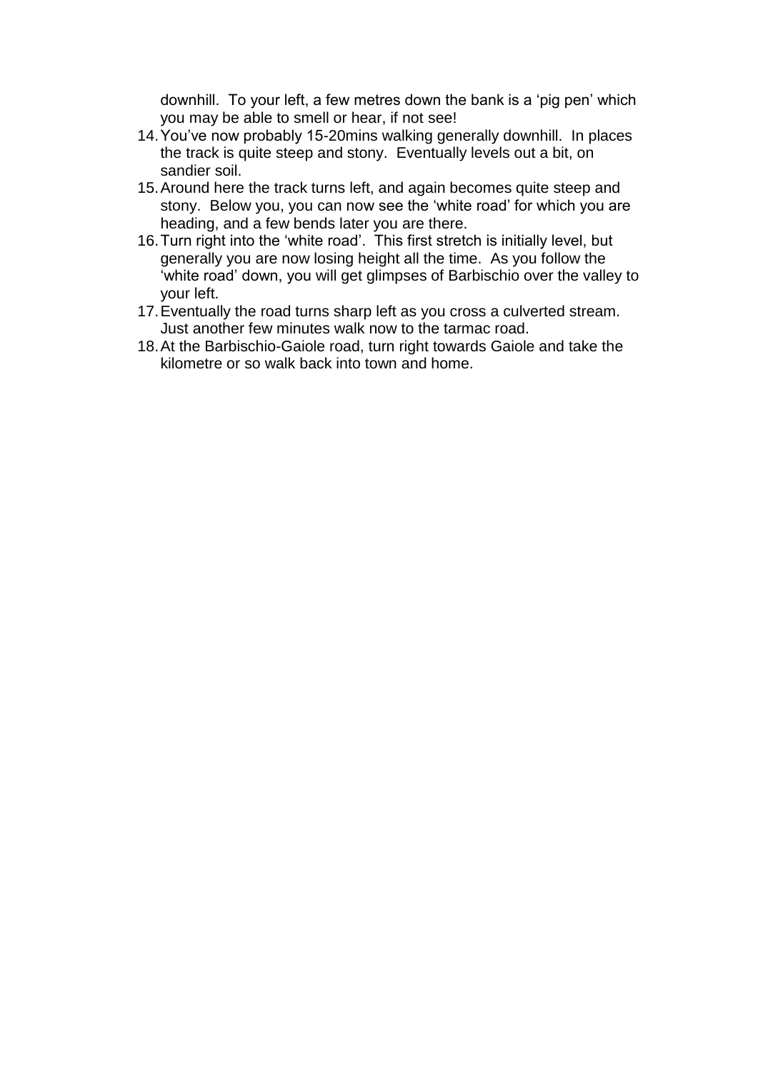downhill. To your left, a few metres down the bank is a 'pig pen' which you may be able to smell or hear, if not see!

14. You've now probably 15-20mins walking generally downhill. In places the track is quite steep and stony. Eventually levels out a bit, on sandier soil.
15. Around here the track turns left, and again becomes quite steep and stony. Below you, you can now see the 'white road' for which you are heading, and a few bends later you are there.
16. Turn right into the 'white road'. This first stretch is initially level, but generally you are now losing height all the time. As you follow the 'white road' down, you will get glimpses of Barbischio over the valley to your left.
17. Eventually the road turns sharp left as you cross a culverted stream. Just another few minutes walk now to the tarmac road.
18. At the Barbischio-Gaiole road, turn right towards Gaiole and take the kilometre or so walk back into town and home.